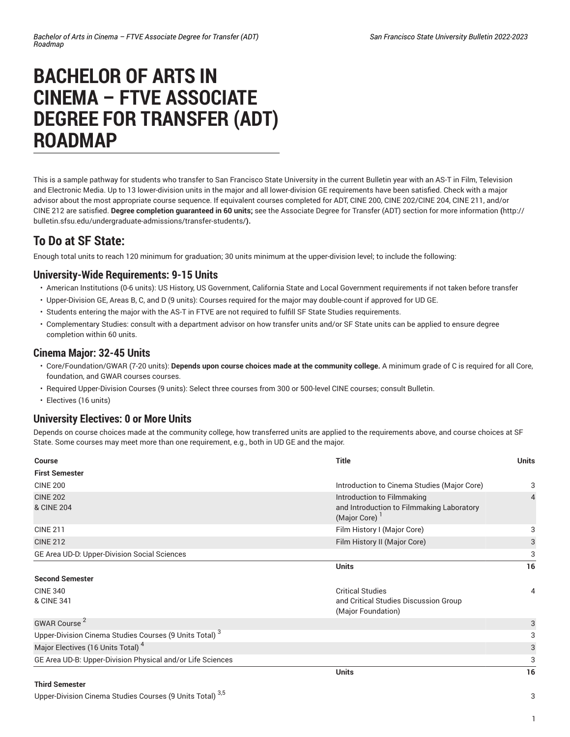# BACHELOR OF ARTS IN CINEMA – FTVE ASSOCIATE DEGREE FOR TRANSFER (ADT) ROADMAP

This is a sample pathway for students who transfer to San Francisco State University in the current Bulletin year with an AS-T in Film, Television and Electronic Media. Up to 13 lower-division units in the major and all lower-division GE requirements have been satisfied. Check with a major advisor about the most appropriate course sequence. If equivalent courses completed for ADT, CINE 200, CINE 202/CINE 204, CINE 211, and/or CINE 212 are satisfied. **Degree completion guaranteed in 60 units;** see the Associate Degree for Transfer (ADT) section for more information **(**http://bulletin.sfsu.edu/undergraduate-admissions/transfer-students/**).**

## To Do at SF State:

Enough total units to reach 120 minimum for graduation; 30 units minimum at the upper-division level; to include the following:

### University-Wide Requirements: 9-15 Units

- American Institutions (0-6 units): US History, US Government, California State and Local Government requirements if not taken before transfer
- Upper-Division GE, Areas B, C, and D (9 units): Courses required for the major may double-count if approved for UD GE.
- Students entering the major with the AS-T in FTVE are not required to fulfill SF State Studies requirements.
- Complementary Studies: consult with a department advisor on how transfer units and/or SF State units can be applied to ensure degree completion within 60 units.

### Cinema Major: 32-45 Units

- Core/Foundation/GWAR (7-20 units): **Depends upon course choices made at the community college.** A minimum grade of C is required for all Core, foundation, and GWAR courses courses.
- Required Upper-Division Courses (9 units): Select three courses from 300 or 500-level CINE courses; consult Bulletin.
- Electives (16 units)

### University Electives: 0 or More Units

Depends on course choices made at the community college, how transferred units are applied to the requirements above, and course choices at SF State. Some courses may meet more than one requirement, e.g., both in UD GE and the major.

| Course | Title | Units |
|---|---|---|
| **First Semester** | | |
| CINE 200 | Introduction to Cinema Studies (Major Core) | 3 |
| CINE 202<br>& CINE 204 | Introduction to Filmmaking<br>and Introduction to Filmmaking Laboratory (Major Core) [1] | 4 |
| CINE 211 | Film History I (Major Core) | 3 |
| CINE 212 | Film History II (Major Core) | 3 |
| GE Area UD-D: Upper-Division Social Sciences | | 3 |
| | **Units** | **16** |
| **Second Semester** | | |
| CINE 340<br>& CINE 341 | Critical Studies<br>and Critical Studies Discussion Group (Major Foundation) | 4 |
| GWAR Course [2] | | 3 |
| Upper-Division Cinema Studies Courses (9 Units Total) [3] | | 3 |
| Major Electives (16 Units Total) [4] | | 3 |
| GE Area UD-B: Upper-Division Physical and/or Life Sciences | | 3 |
| | **Units** | **16** |
| **Third Semester** | | |
| Upper-Division Cinema Studies Courses (9 Units Total) [3,5] | | 3 |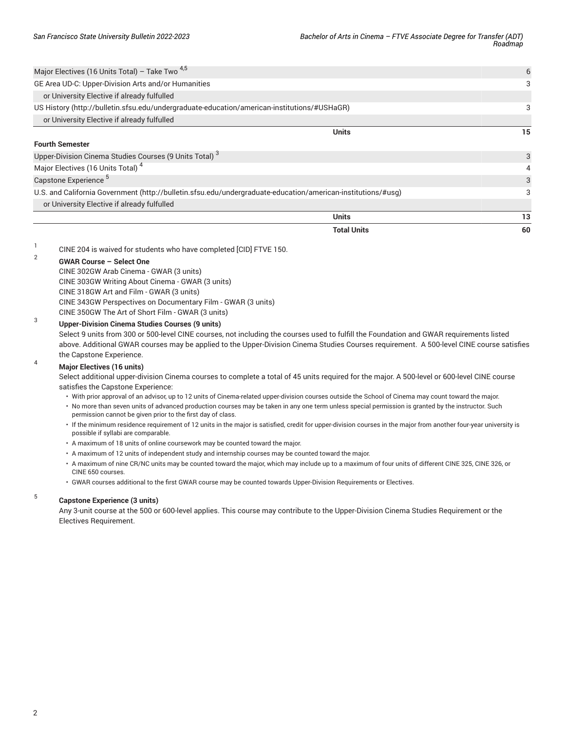| | |
|---|---|
| Major Electives (16 Units Total) – Take Two [4,5] | 6 |
| GE Area UD-C: Upper-Division Arts and/or Humanities | 3 |
| or University Elective if already fulfilled | |
| US History (http://bulletin.sfsu.edu/undergraduate-education/american-institutions/#USHaGR) | 3 |
| or University Elective if already fulfilled | |
| **Units** | **15** |
| **Fourth Semester** | |
| Upper-Division Cinema Studies Courses (9 Units Total) [3] | 3 |
| Major Electives (16 Units Total) [4] | 4 |
| Capstone Experience [5] | 3 |
| U.S. and California Government (http://bulletin.sfsu.edu/undergraduate-education/american-institutions/#usg) | 3 |
| or University Elective if already fulfilled | |
| **Units** | **13** |
| **Total Units** | **60** |

1. CINE 204 is waived for students who have completed [CID] FTVE 150.

2. **GWAR Course – Select One**
   CINE 302GW Arab Cinema - GWAR (3 units)
   CINE 303GW Writing About Cinema - GWAR (3 units)
   CINE 318GW Art and Film - GWAR (3 units)
   CINE 343GW Perspectives on Documentary Film - GWAR (3 units)
   CINE 350GW The Art of Short Film - GWAR (3 units)

3. **Upper-Division Cinema Studies Courses (9 units)**
   Select 9 units from 300 or 500-level CINE courses, not including the courses used to fulfill the Foundation and GWAR requirements listed above. Additional GWAR courses may be applied to the Upper-Division Cinema Studies Courses requirement. A 500-level CINE course satisfies the Capstone Experience.

4. **Major Electives (16 units)**
   Select additional upper-division Cinema courses to complete a total of 45 units required for the major. A 500-level or 600-level CINE course satisfies the Capstone Experience:
   - With prior approval of an advisor, up to 12 units of Cinema-related upper-division courses outside the School of Cinema may count toward the major.
   - No more than seven units of advanced production courses may be taken in any one term unless special permission is granted by the instructor. Such permission cannot be given prior to the first day of class.
   - If the minimum residence requirement of 12 units in the major is satisfied, credit for upper-division courses in the major from another four-year university is possible if syllabi are comparable.
   - A maximum of 18 units of online coursework may be counted toward the major.
   - A maximum of 12 units of independent study and internship courses may be counted toward the major.
   - A maximum of nine CR/NC units may be counted toward the major, which may include up to a maximum of four units of different CINE 325, CINE 326, or CINE 650 courses.
   - GWAR courses additional to the first GWAR course may be counted towards Upper-Division Requirements or Electives.

5. **Capstone Experience (3 units)**
   Any 3-unit course at the 500 or 600-level applies. This course may contribute to the Upper-Division Cinema Studies Requirement or the Electives Requirement.